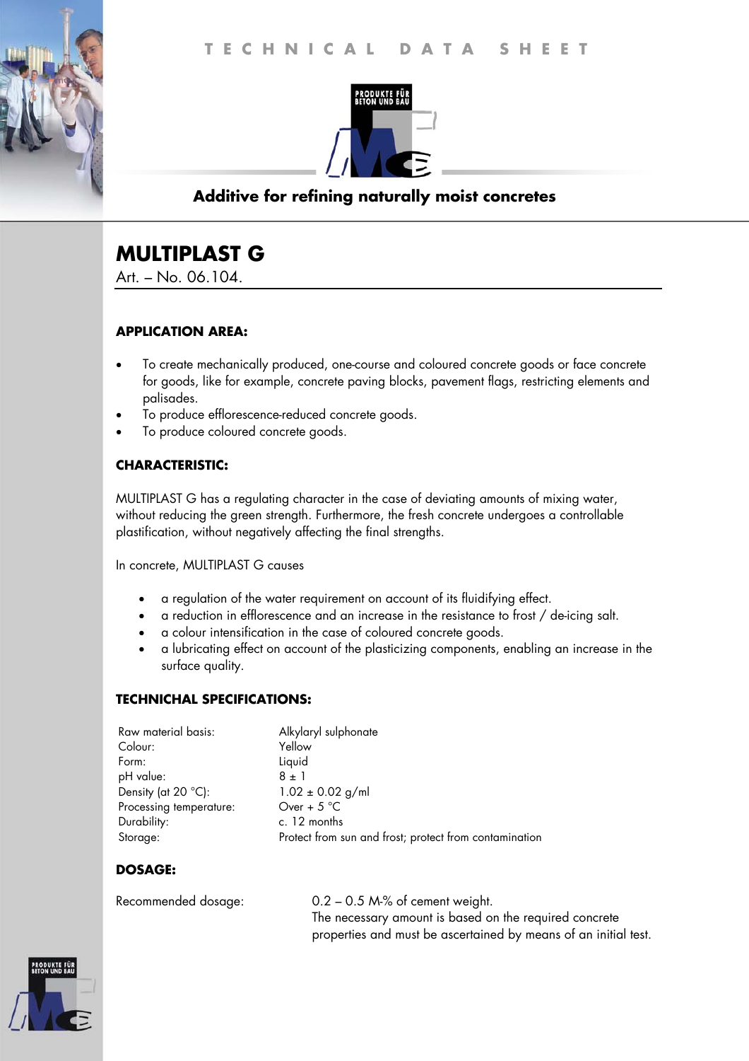TECHNICAL DATA SHEET

PRODUKTE FÜR BETON UND BAU

**Additive for refining naturally moist concretes**

# MULTIPLAST G

Art. – No. 06.104.

### APPLICATION AREA:

- To create mechanically produced, one-course and coloured concrete goods or face concrete for goods, like for example, concrete paving blocks, pavement flags, restricting elements and palisades.
- To produce efflorescence-reduced concrete goods.
- To produce coloured concrete goods.

### CHARACTERISTIC:

MULTIPLAST G has a regulating character in the case of deviating amounts of mixing water, without reducing the green strength. Furthermore, the fresh concrete undergoes a controllable plastification, without negatively affecting the final strengths.

In concrete, MULTIPLAST G causes

- a regulation of the water requirement on account of its fluidifying effect.
- a reduction in efflorescence and an increase in the resistance to frost / de-icing salt.
- a colour intensification in the case of coloured concrete goods.
- a lubricating effect on account of the plasticizing components, enabling an increase in the surface quality.

### TECHNICHAL SPECIFICATIONS:

| | |
|---|---|
| Raw material basis: | Alkylaryl sulphonate |
| Colour: | Yellow |
| Form: | Liquid |
| pH value: | 8 ± 1 |
| Density (at 20 °C): | 1.02 ± 0.02 g/ml |
| Processing temperature: | Over + 5 °C |
| Durability: | c. 12 months |
| Storage: | Protect from sun and frost; protect from contamination |

### DOSAGE:

| | |
|---|---|
| Recommended dosage: | 0.2 – 0.5 M-% of cement weight. The necessary amount is based on the required concrete properties and must be ascertained by means of an initial test. |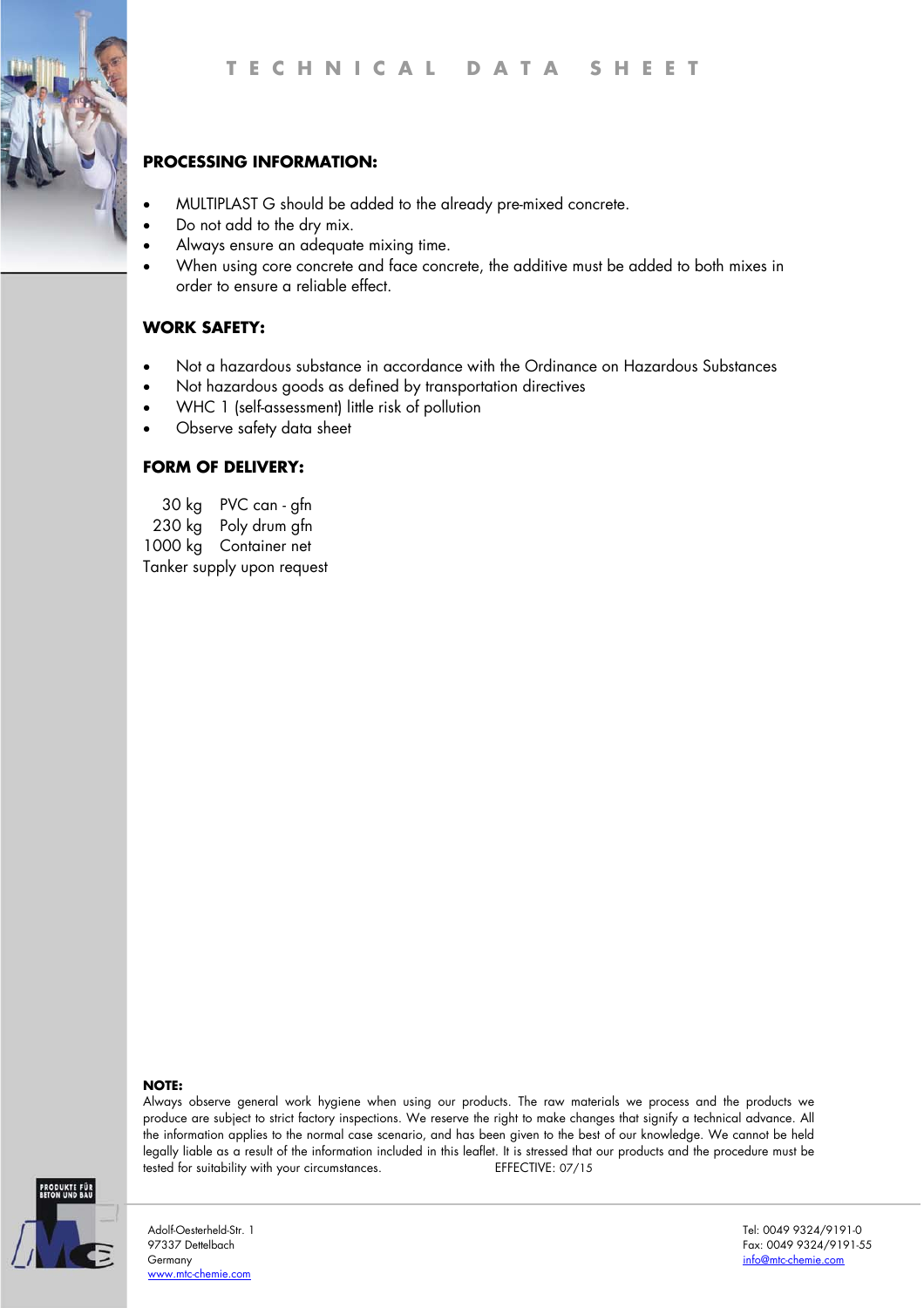# TECHNICAL DATA SHEET

## PROCESSING INFORMATION:

- MULTIPLAST G should be added to the already pre-mixed concrete.
- Do not add to the dry mix.
- Always ensure an adequate mixing time.
- When using core concrete and face concrete, the additive must be added to both mixes in order to ensure a reliable effect.

## WORK SAFETY:

- Not a hazardous substance in accordance with the Ordinance on Hazardous Substances
- Not hazardous goods as defined by transportation directives
- WHC 1 (self-assessment) little risk of pollution
- Observe safety data sheet

## FORM OF DELIVERY:

| | |
|---|---|
| 30 kg | PVC can - gfn |
| 230 kg | Poly drum gfn |
| 1000 kg | Container net |

Tanker supply upon request

**NOTE:**
Always observe general work hygiene when using our products. The raw materials we process and the products we produce are subject to strict factory inspections. We reserve the right to make changes that signify a technical advance. All the information applies to the normal case scenario, and has been given to the best of our knowledge. We cannot be held legally liable as a result of the information included in this leaflet. It is stressed that our products and the procedure must be tested for suitability with your circumstances. EFFECTIVE: 07/15

PRODUKTE FÜR BETON UND BAU

Adolf-Oesterheld-Str. 1
97337 Dettelbach
Germany
www.mtc-chemie.com

Tel: 0049 9324/9191-0
Fax: 0049 9324/9191-55
info@mtc-chemie.com